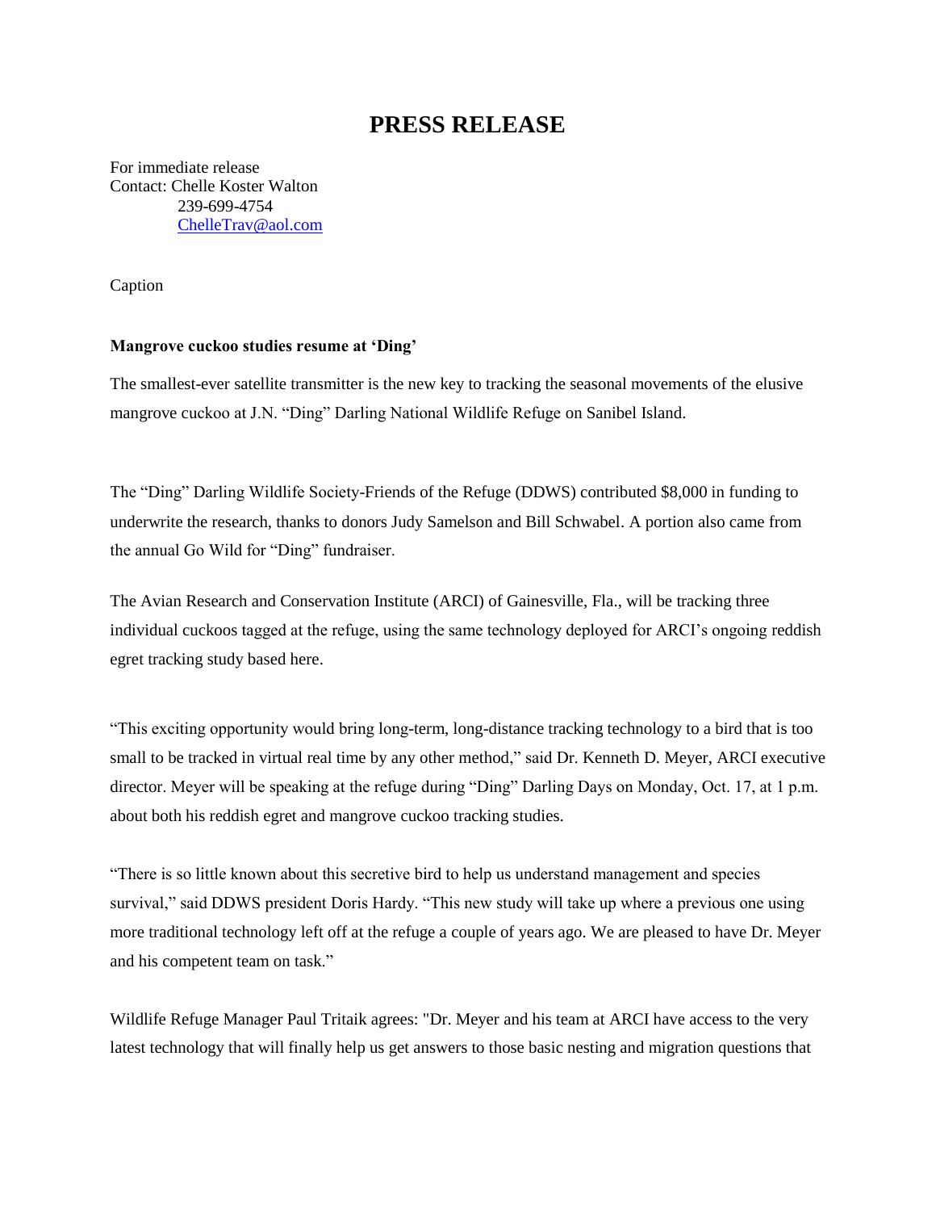# PRESS RELEASE

For immediate release
Contact: Chelle Koster Walton
239-699-4754
ChelleTrav@aol.com

Caption

**Mangrove cuckoo studies resume at 'Ding'**

The smallest-ever satellite transmitter is the new key to tracking the seasonal movements of the elusive mangrove cuckoo at J.N. "Ding" Darling National Wildlife Refuge on Sanibel Island.

The "Ding" Darling Wildlife Society-Friends of the Refuge (DDWS) contributed $8,000 in funding to underwrite the research, thanks to donors Judy Samelson and Bill Schwabel. A portion also came from the annual Go Wild for "Ding" fundraiser.

The Avian Research and Conservation Institute (ARCI) of Gainesville, Fla., will be tracking three individual cuckoos tagged at the refuge, using the same technology deployed for ARCI's ongoing reddish egret tracking study based here.

"This exciting opportunity would bring long-term, long-distance tracking technology to a bird that is too small to be tracked in virtual real time by any other method," said Dr. Kenneth D. Meyer, ARCI executive director. Meyer will be speaking at the refuge during "Ding" Darling Days on Monday, Oct. 17, at 1 p.m. about both his reddish egret and mangrove cuckoo tracking studies.

"There is so little known about this secretive bird to help us understand management and species survival," said DDWS president Doris Hardy. "This new study will take up where a previous one using more traditional technology left off at the refuge a couple of years ago. We are pleased to have Dr. Meyer and his competent team on task."

Wildlife Refuge Manager Paul Tritaik agrees: "Dr. Meyer and his team at ARCI have access to the very latest technology that will finally help us get answers to those basic nesting and migration questions that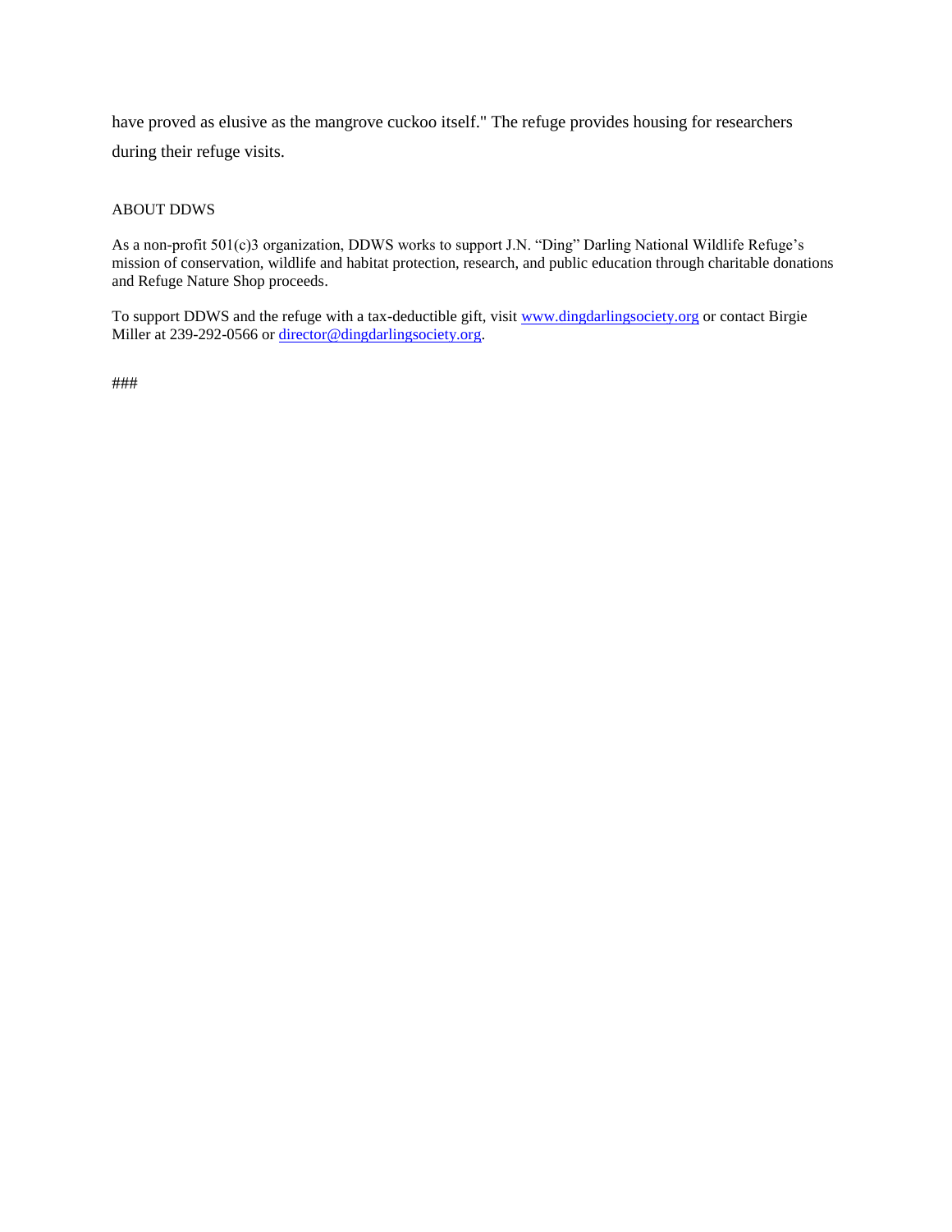have proved as elusive as the mangrove cuckoo itself." The refuge provides housing for researchers during their refuge visits.

ABOUT DDWS

As a non-profit 501(c)3 organization, DDWS works to support J.N. "Ding" Darling National Wildlife Refuge's mission of conservation, wildlife and habitat protection, research, and public education through charitable donations and Refuge Nature Shop proceeds.

To support DDWS and the refuge with a tax-deductible gift, visit www.dingdarlingsociety.org or contact Birgie Miller at 239-292-0566 or director@dingdarlingsociety.org.

###